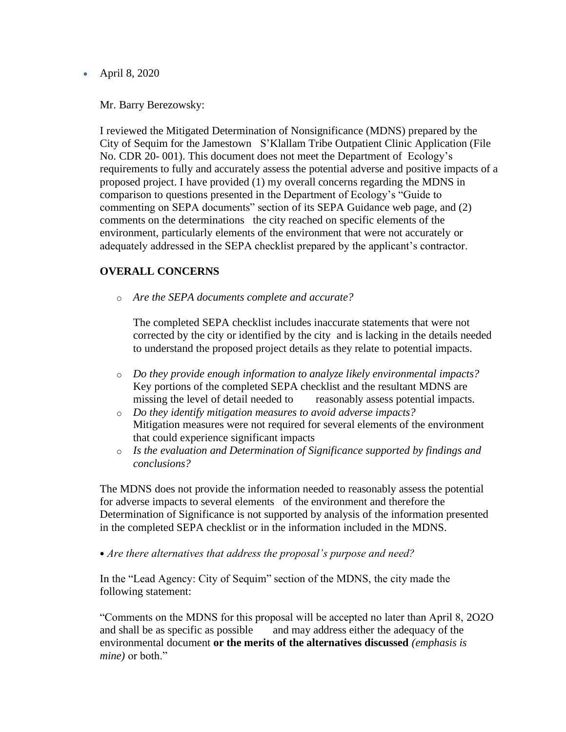- April 8, 2020

Mr. Barry Berezowsky:

I reviewed the Mitigated Determination of Nonsignificance (MDNS) prepared by the City of Sequim for the Jamestown S'Klallam Tribe Outpatient Clinic Application (File No. CDR 20- 001). This document does not meet the Department of Ecology's requirements to fully and accurately assess the potential adverse and positive impacts of a proposed project. I have provided (1) my overall concerns regarding the MDNS in comparison to questions presented in the Department of Ecology's "Guide to commenting on SEPA documents" section of its SEPA Guidance web page, and (2) comments on the determinations the city reached on specific elements of the environment, particularly elements of the environment that were not accurately or adequately addressed in the SEPA checklist prepared by the applicant's contractor.

**OVERALL CONCERNS**

- *Are the SEPA documents complete and accurate?*

  The completed SEPA checklist includes inaccurate statements that were not corrected by the city or identified by the city and is lacking in the details needed to understand the proposed project details as they relate to potential impacts.

- *Do they provide enough information to analyze likely environmental impacts?* Key portions of the completed SEPA checklist and the resultant MDNS are missing the level of detail needed to reasonably assess potential impacts.
- *Do they identify mitigation measures to avoid adverse impacts?* Mitigation measures were not required for several elements of the environment that could experience significant impacts
- *Is the evaluation and Determination of Significance supported by findings and conclusions?*

The MDNS does not provide the information needed to reasonably assess the potential for adverse impacts to several elements of the environment and therefore the Determination of Significance is not supported by analysis of the information presented in the completed SEPA checklist or in the information included in the MDNS.

- *Are there alternatives that address the proposal's purpose and need?*

In the "Lead Agency: City of Sequim" section of the MDNS, the city made the following statement:

"Comments on the MDNS for this proposal will be accepted no later than April 8, 2O2O and shall be as specific as possible and may address either the adequacy of the environmental document **or the merits of the alternatives discussed** *(emphasis is mine)* or both."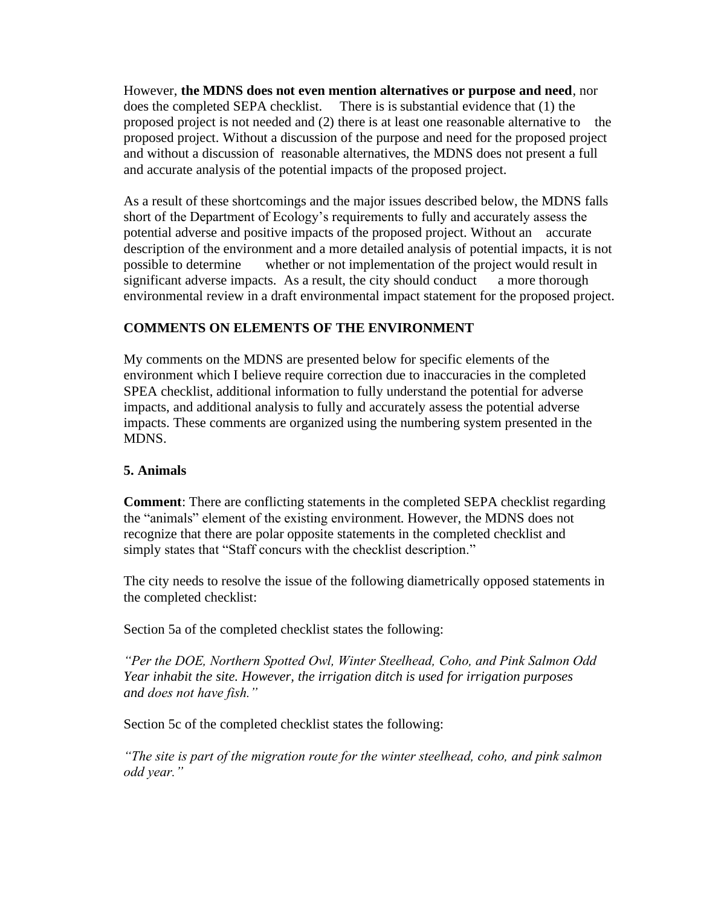However, **the MDNS does not even mention alternatives or purpose and need**, nor does the completed SEPA checklist. There is is substantial evidence that (1) the proposed project is not needed and (2) there is at least one reasonable alternative to the proposed project. Without a discussion of the purpose and need for the proposed project and without a discussion of reasonable alternatives, the MDNS does not present a full and accurate analysis of the potential impacts of the proposed project.

As a result of these shortcomings and the major issues described below, the MDNS falls short of the Department of Ecology's requirements to fully and accurately assess the potential adverse and positive impacts of the proposed project. Without an accurate description of the environment and a more detailed analysis of potential impacts, it is not possible to determine whether or not implementation of the project would result in significant adverse impacts. As a result, the city should conduct a more thorough environmental review in a draft environmental impact statement for the proposed project.

**COMMENTS ON ELEMENTS OF THE ENVIRONMENT**

My comments on the MDNS are presented below for specific elements of the environment which I believe require correction due to inaccuracies in the completed SPEA checklist, additional information to fully understand the potential for adverse impacts, and additional analysis to fully and accurately assess the potential adverse impacts. These comments are organized using the numbering system presented in the MDNS.

**5. Animals**

**Comment**: There are conflicting statements in the completed SEPA checklist regarding the "animals" element of the existing environment. However, the MDNS does not recognize that there are polar opposite statements in the completed checklist and simply states that "Staff concurs with the checklist description."

The city needs to resolve the issue of the following diametrically opposed statements in the completed checklist:

Section 5a of the completed checklist states the following:

*"Per the DOE, Northern Spotted Owl, Winter Steelhead, Coho, and Pink Salmon Odd Year inhabit the site. However, the irrigation ditch is used for irrigation purposes and does not have fish."*

Section 5c of the completed checklist states the following:

*"The site is part of the migration route for the winter steelhead, coho, and pink salmon odd year."*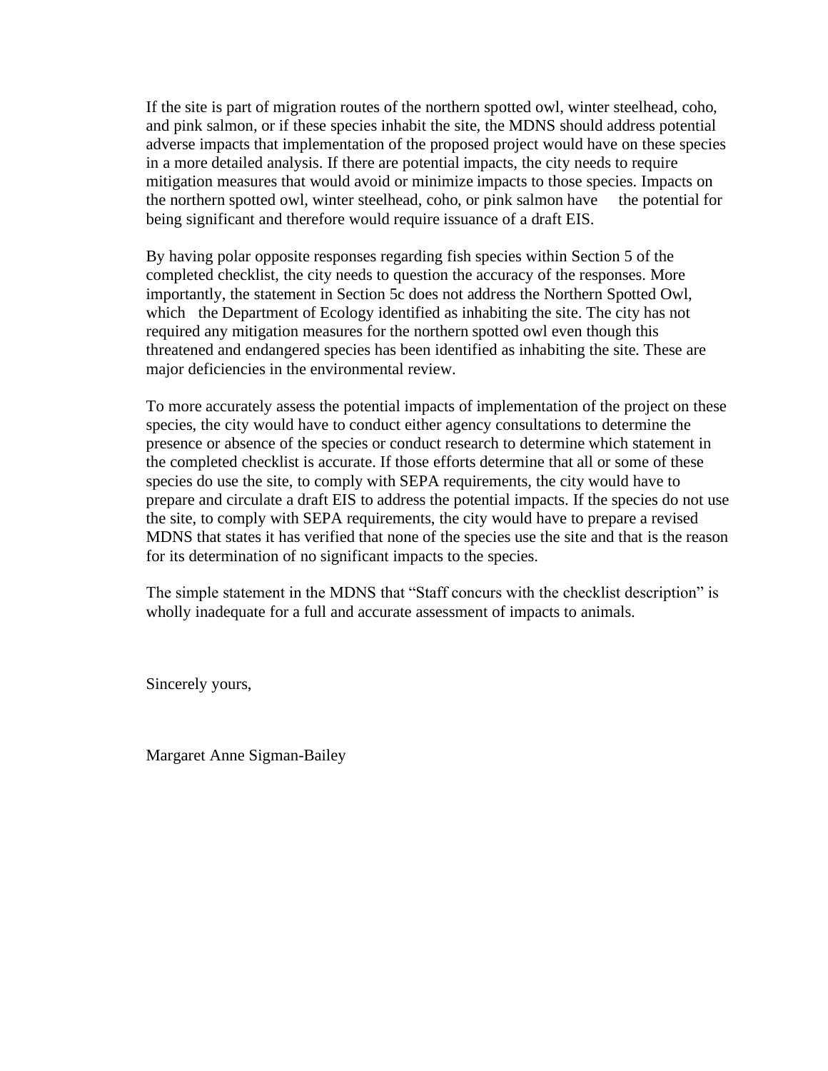If the site is part of migration routes of the northern spotted owl, winter steelhead, coho, and pink salmon, or if these species inhabit the site, the MDNS should address potential adverse impacts that implementation of the proposed project would have on these species in a more detailed analysis. If there are potential impacts, the city needs to require mitigation measures that would avoid or minimize impacts to those species. Impacts on the northern spotted owl, winter steelhead, coho, or pink salmon have the potential for being significant and therefore would require issuance of a draft EIS.

By having polar opposite responses regarding fish species within Section 5 of the completed checklist, the city needs to question the accuracy of the responses. More importantly, the statement in Section 5c does not address the Northern Spotted Owl, which the Department of Ecology identified as inhabiting the site. The city has not required any mitigation measures for the northern spotted owl even though this threatened and endangered species has been identified as inhabiting the site. These are major deficiencies in the environmental review.

To more accurately assess the potential impacts of implementation of the project on these species, the city would have to conduct either agency consultations to determine the presence or absence of the species or conduct research to determine which statement in the completed checklist is accurate. If those efforts determine that all or some of these species do use the site, to comply with SEPA requirements, the city would have to prepare and circulate a draft EIS to address the potential impacts. If the species do not use the site, to comply with SEPA requirements, the city would have to prepare a revised MDNS that states it has verified that none of the species use the site and that is the reason for its determination of no significant impacts to the species.

The simple statement in the MDNS that "Staff concurs with the checklist description" is wholly inadequate for a full and accurate assessment of impacts to animals.

Sincerely yours,

Margaret Anne Sigman-Bailey